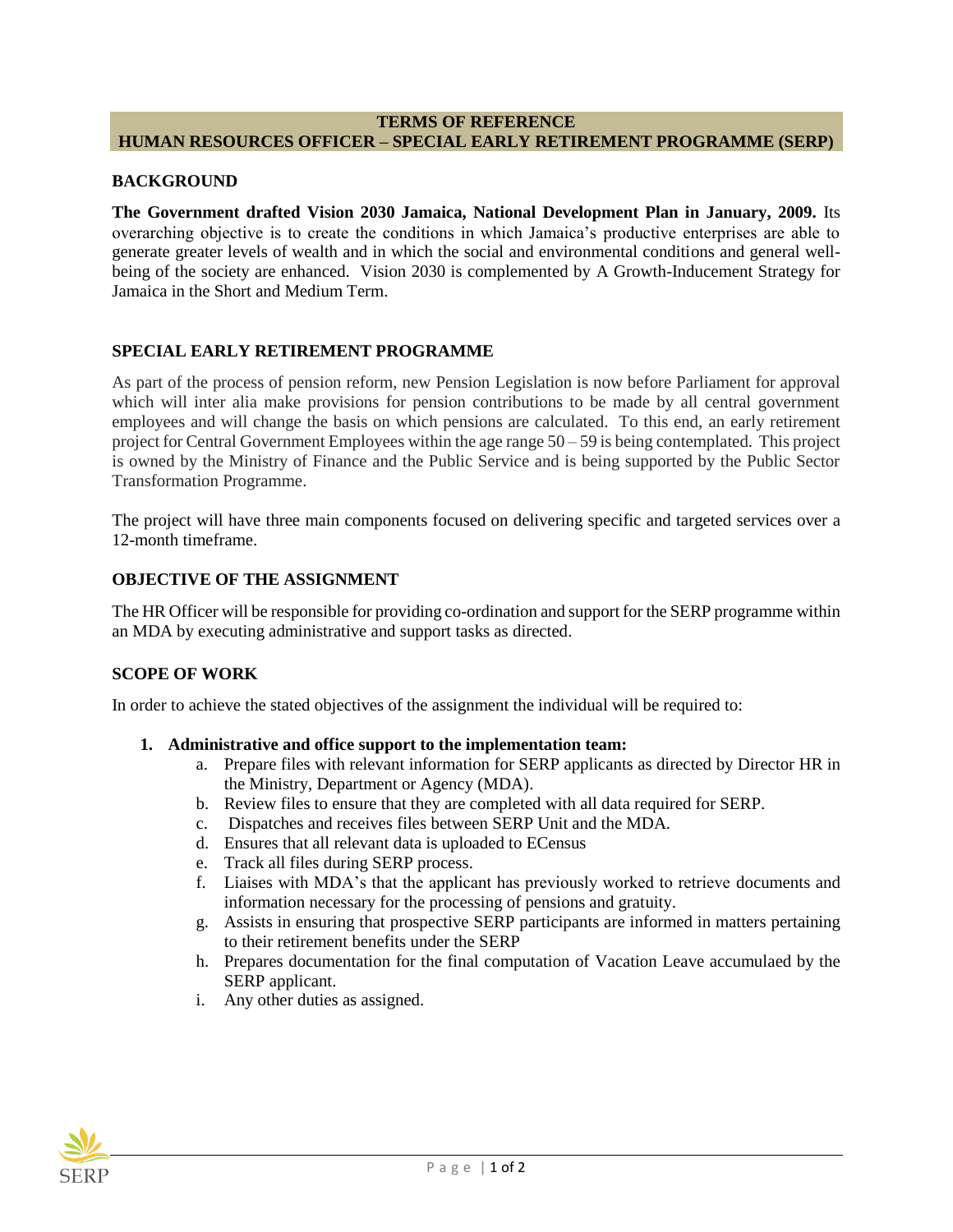# TERMS OF REFERENCE
# HUMAN RESOURCES OFFICER – SPECIAL EARLY RETIREMENT PROGRAMME (SERP)

## BACKGROUND

**The Government drafted Vision 2030 Jamaica, National Development Plan in January, 2009.** Its overarching objective is to create the conditions in which Jamaica's productive enterprises are able to generate greater levels of wealth and in which the social and environmental conditions and general well-being of the society are enhanced. Vision 2030 is complemented by A Growth-Inducement Strategy for Jamaica in the Short and Medium Term.

## SPECIAL EARLY RETIREMENT PROGRAMME

As part of the process of pension reform, new Pension Legislation is now before Parliament for approval which will inter alia make provisions for pension contributions to be made by all central government employees and will change the basis on which pensions are calculated. To this end, an early retirement project for Central Government Employees within the age range 50 – 59 is being contemplated. This project is owned by the Ministry of Finance and the Public Service and is being supported by the Public Sector Transformation Programme.

The project will have three main components focused on delivering specific and targeted services over a 12-month timeframe.

## OBJECTIVE OF THE ASSIGNMENT

The HR Officer will be responsible for providing co-ordination and support for the SERP programme within an MDA by executing administrative and support tasks as directed.

## SCOPE OF WORK

In order to achieve the stated objectives of the assignment the individual will be required to:

1. **Administrative and office support to the implementation team:**
   a. Prepare files with relevant information for SERP applicants as directed by Director HR in the Ministry, Department or Agency (MDA).
   b. Review files to ensure that they are completed with all data required for SERP.
   c. Dispatches and receives files between SERP Unit and the MDA.
   d. Ensures that all relevant data is uploaded to ECensus
   e. Track all files during SERP process.
   f. Liaises with MDA's that the applicant has previously worked to retrieve documents and information necessary for the processing of pensions and gratuity.
   g. Assists in ensuring that prospective SERP participants are informed in matters pertaining to their retirement benefits under the SERP
   h. Prepares documentation for the final computation of Vacation Leave accumulaed by the SERP applicant.
   i. Any other duties as assigned.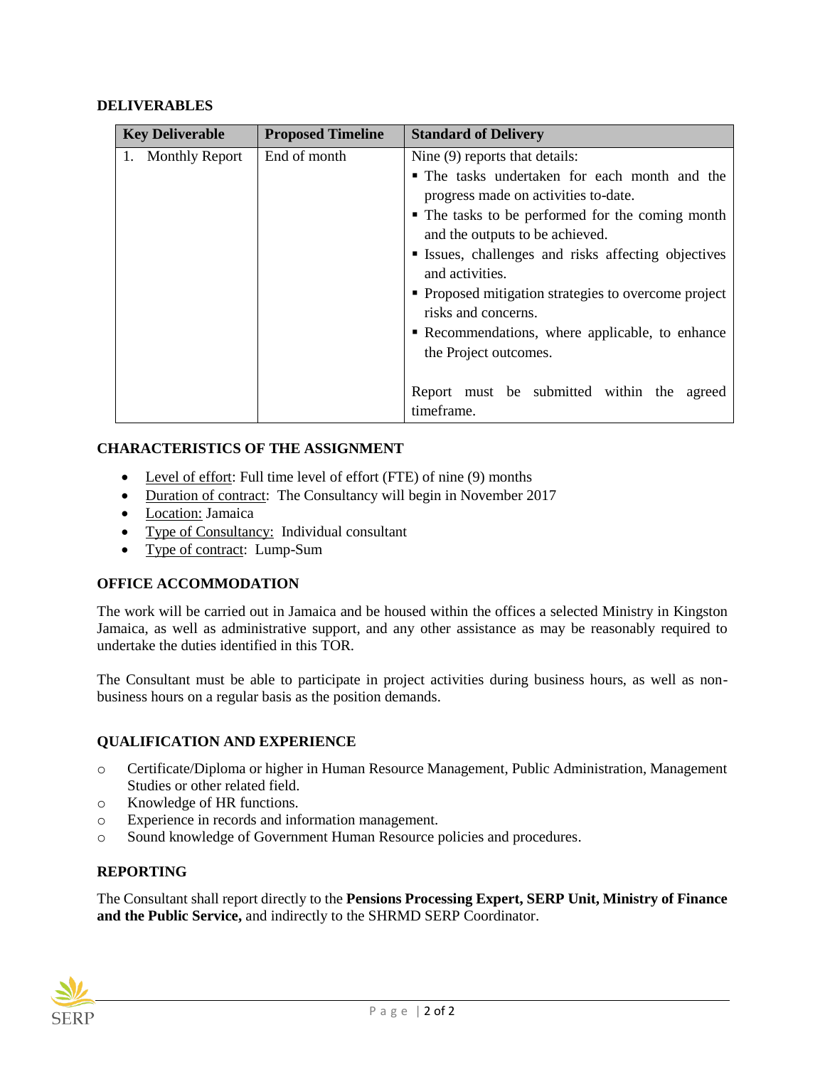## DELIVERABLES

| Key Deliverable | Proposed Timeline | Standard of Delivery |
| --- | --- | --- |
| 1. Monthly Report | End of month | Nine (9) reports that details:<br>▪ The tasks undertaken for each month and the progress made on activities to-date.<br>▪ The tasks to be performed for the coming month and the outputs to be achieved.<br>▪ Issues, challenges and risks affecting objectives and activities.<br>▪ Proposed mitigation strategies to overcome project risks and concerns.<br>▪ Recommendations, where applicable, to enhance the Project outcomes.<br><br>Report must be submitted within the agreed timeframe. |

## CHARACTERISTICS OF THE ASSIGNMENT

- Level of effort: Full time level of effort (FTE) of nine (9) months
- Duration of contract: The Consultancy will begin in November 2017
- Location: Jamaica
- Type of Consultancy: Individual consultant
- Type of contract: Lump-Sum

## OFFICE ACCOMMODATION

The work will be carried out in Jamaica and be housed within the offices a selected Ministry in Kingston Jamaica, as well as administrative support, and any other assistance as may be reasonably required to undertake the duties identified in this TOR.

The Consultant must be able to participate in project activities during business hours, as well as non-business hours on a regular basis as the position demands.

## QUALIFICATION AND EXPERIENCE

- Certificate/Diploma or higher in Human Resource Management, Public Administration, Management Studies or other related field.
- Knowledge of HR functions.
- Experience in records and information management.
- Sound knowledge of Government Human Resource policies and procedures.

## REPORTING

The Consultant shall report directly to the **Pensions Processing Expert, SERP Unit, Ministry of Finance and the Public Service,** and indirectly to the SHRMD SERP Coordinator.